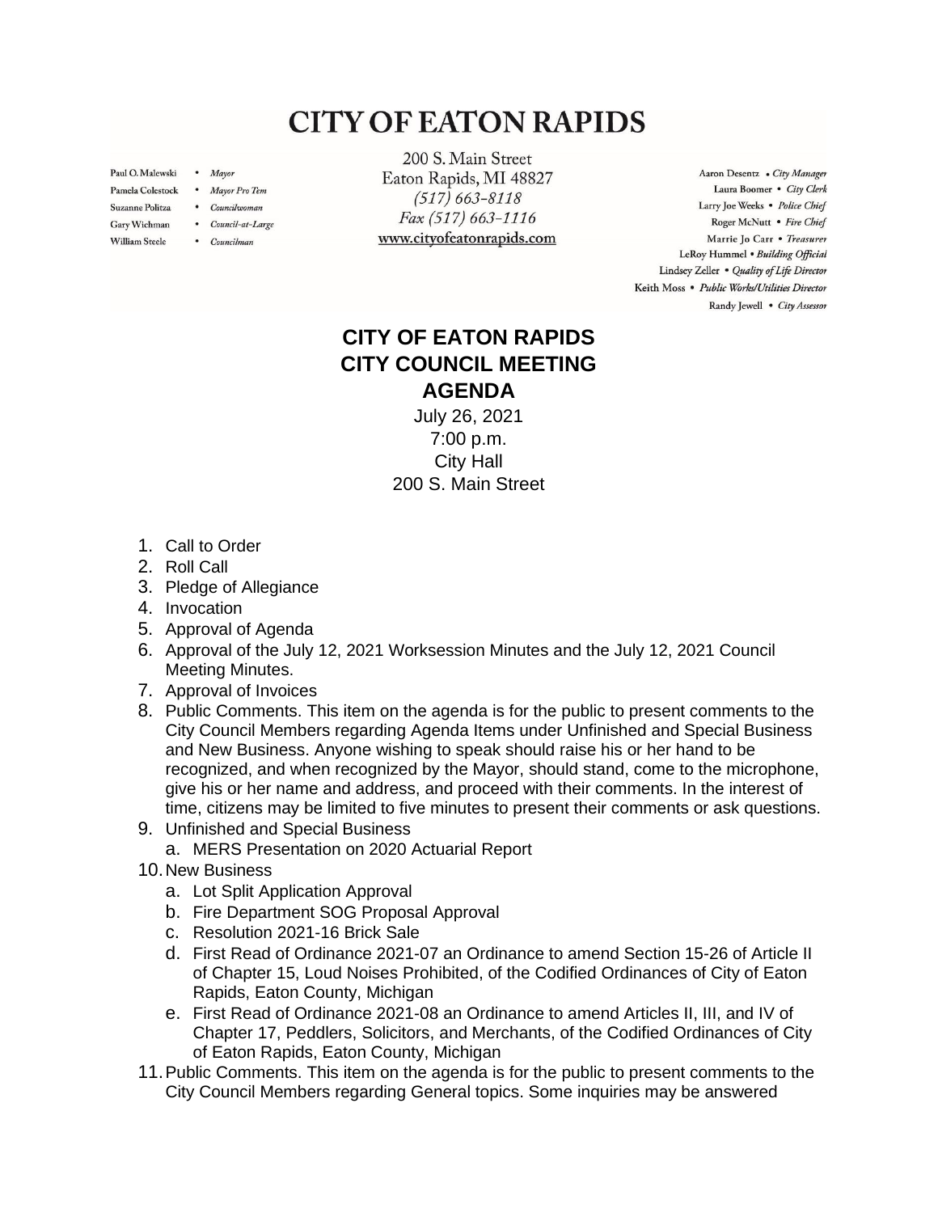# CITY OF EATON RAPIDS

Paul O. Malewski • *Mayor*
Pamela Colestock • *Mayor Pro Tem*
Suzanne Politza • *Councilwoman*
Gary Wichman • *Council-at-Large*
William Steele • *Councilman*

200 S. Main Street
Eaton Rapids, MI 48827
*(517) 663-8118*
*Fax (517) 663-1116*
www.cityofeatonrapids.com

Aaron Desentz • *City Manager*
Laura Boomer • *City Clerk*
Larry Joe Weeks • *Police Chief*
Roger McNutt • *Fire Chief*
Marrie Jo Carr • *Treasurer*
LeRoy Hummel • *Building Official*
Lindsey Zeller • *Quality of Life Director*
Keith Moss • *Public Works/Utilities Director*
Randy Jewell • *City Assessor*

## CITY OF EATON RAPIDS
## CITY COUNCIL MEETING
## AGENDA

July 26, 2021
7:00 p.m.
City Hall
200 S. Main Street

1. Call to Order
2. Roll Call
3. Pledge of Allegiance
4. Invocation
5. Approval of Agenda
6. Approval of the July 12, 2021 Worksession Minutes and the July 12, 2021 Council Meeting Minutes.
7. Approval of Invoices
8. Public Comments. This item on the agenda is for the public to present comments to the City Council Members regarding Agenda Items under Unfinished and Special Business and New Business. Anyone wishing to speak should raise his or her hand to be recognized, and when recognized by the Mayor, should stand, come to the microphone, give his or her name and address, and proceed with their comments. In the interest of time, citizens may be limited to five minutes to present their comments or ask questions.
9. Unfinished and Special Business
   a. MERS Presentation on 2020 Actuarial Report
10. New Business
    a. Lot Split Application Approval
    b. Fire Department SOG Proposal Approval
    c. Resolution 2021-16 Brick Sale
    d. First Read of Ordinance 2021-07 an Ordinance to amend Section 15-26 of Article II of Chapter 15, Loud Noises Prohibited, of the Codified Ordinances of City of Eaton Rapids, Eaton County, Michigan
    e. First Read of Ordinance 2021-08 an Ordinance to amend Articles II, III, and IV of Chapter 17, Peddlers, Solicitors, and Merchants, of the Codified Ordinances of City of Eaton Rapids, Eaton County, Michigan
11. Public Comments. This item on the agenda is for the public to present comments to the City Council Members regarding General topics. Some inquiries may be answered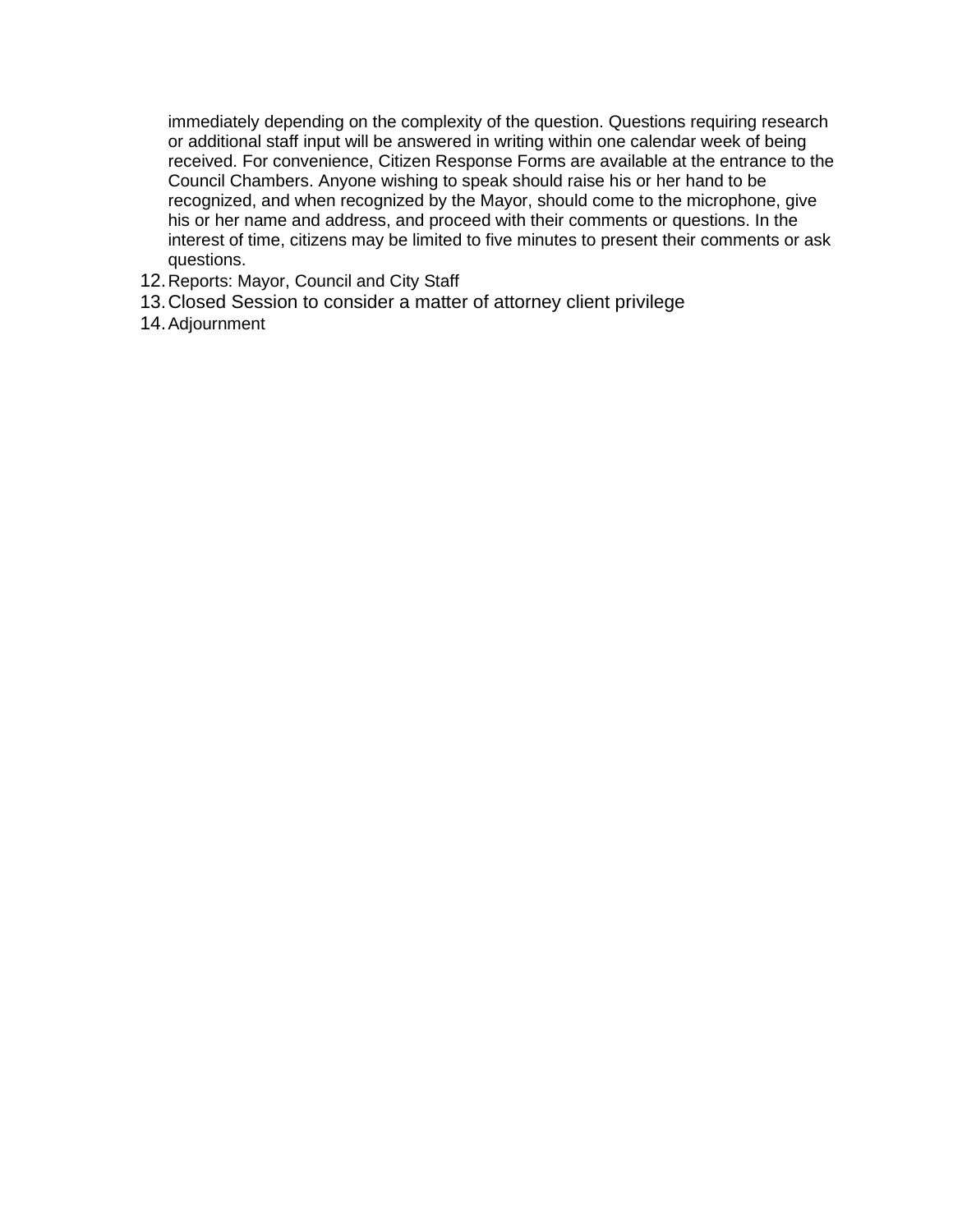immediately depending on the complexity of the question. Questions requiring research or additional staff input will be answered in writing within one calendar week of being received. For convenience, Citizen Response Forms are available at the entrance to the Council Chambers. Anyone wishing to speak should raise his or her hand to be recognized, and when recognized by the Mayor, should come to the microphone, give his or her name and address, and proceed with their comments or questions. In the interest of time, citizens may be limited to five minutes to present their comments or ask questions.

12. Reports: Mayor, Council and City Staff
13. Closed Session to consider a matter of attorney client privilege
14. Adjournment